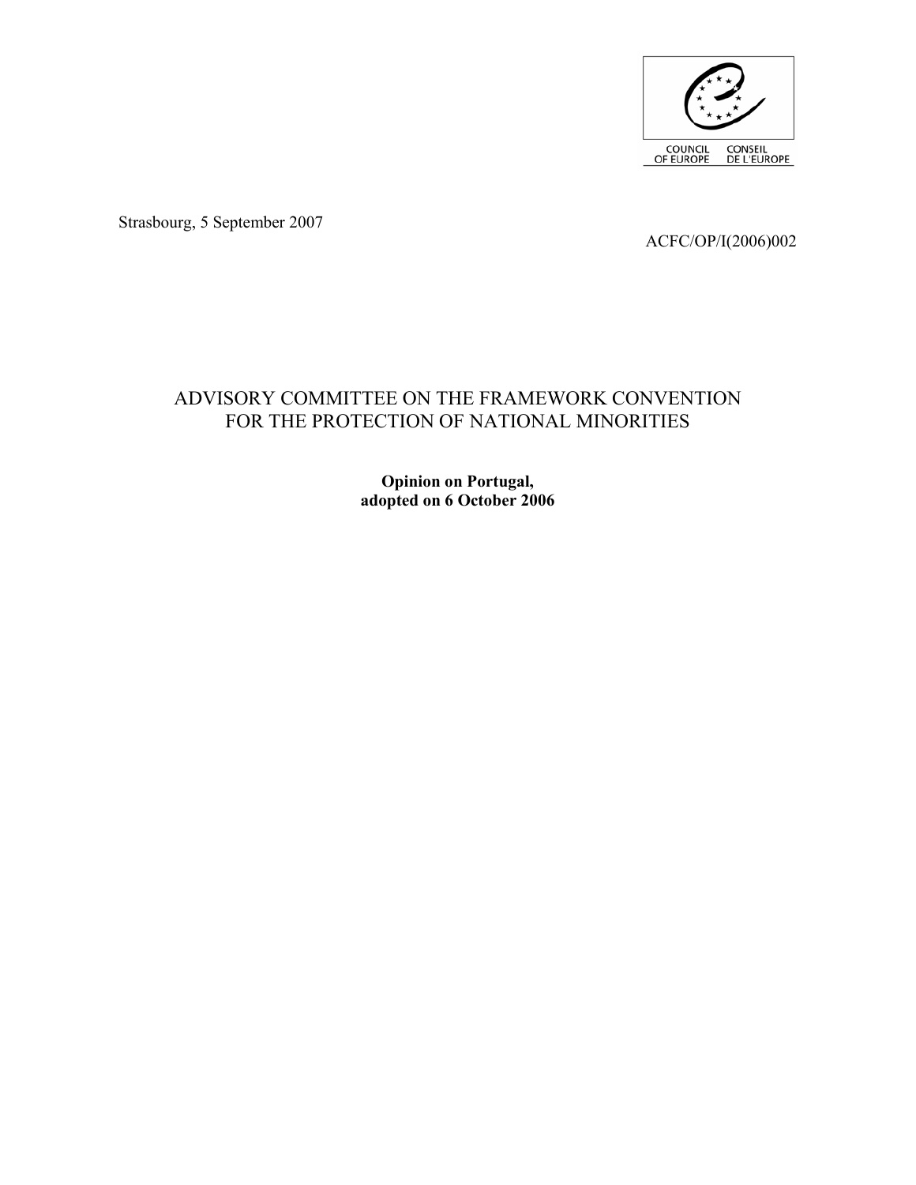COUNCIL OF EUROPE CONSEIL DE L'EUROPE

Strasbourg, 5 September 2007

ACFC/OP/I(2006)002

# ADVISORY COMMITTEE ON THE FRAMEWORK CONVENTION FOR THE PROTECTION OF NATIONAL MINORITIES

**Opinion on Portugal,**
**adopted on 6 October 2006**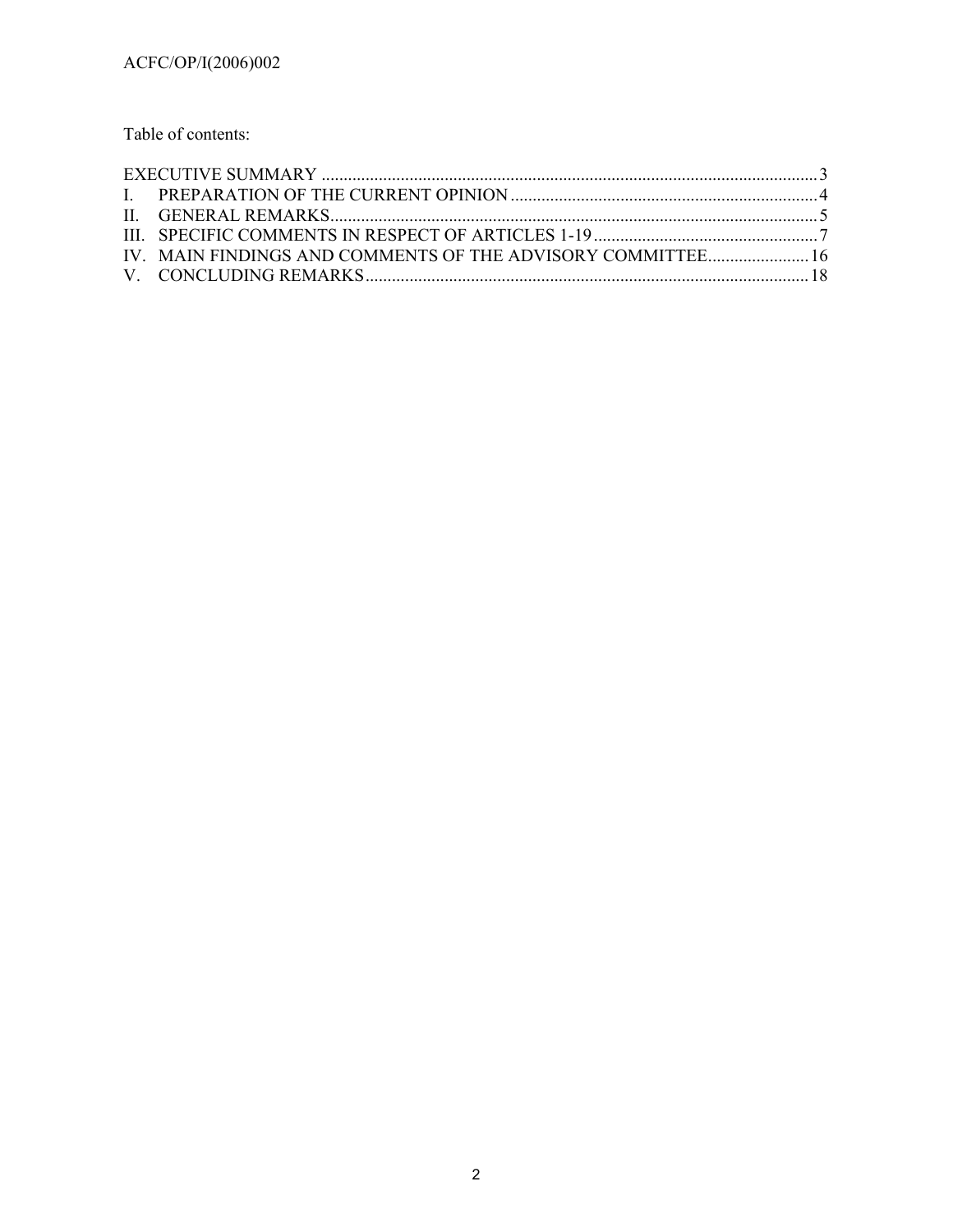Table of contents:

EXECUTIVE SUMMARY ........................................................................................................ 3
I. PREPARATION OF THE CURRENT OPINION ...................................................................... 4
II. GENERAL REMARKS.......................................................................................................... 5
III. SPECIFIC COMMENTS IN RESPECT OF ARTICLES 1-19 .................................................... 7
IV. MAIN FINDINGS AND COMMENTS OF THE ADVISORY COMMITTEE........................ 16
V. CONCLUDING REMARKS.................................................................................................. 18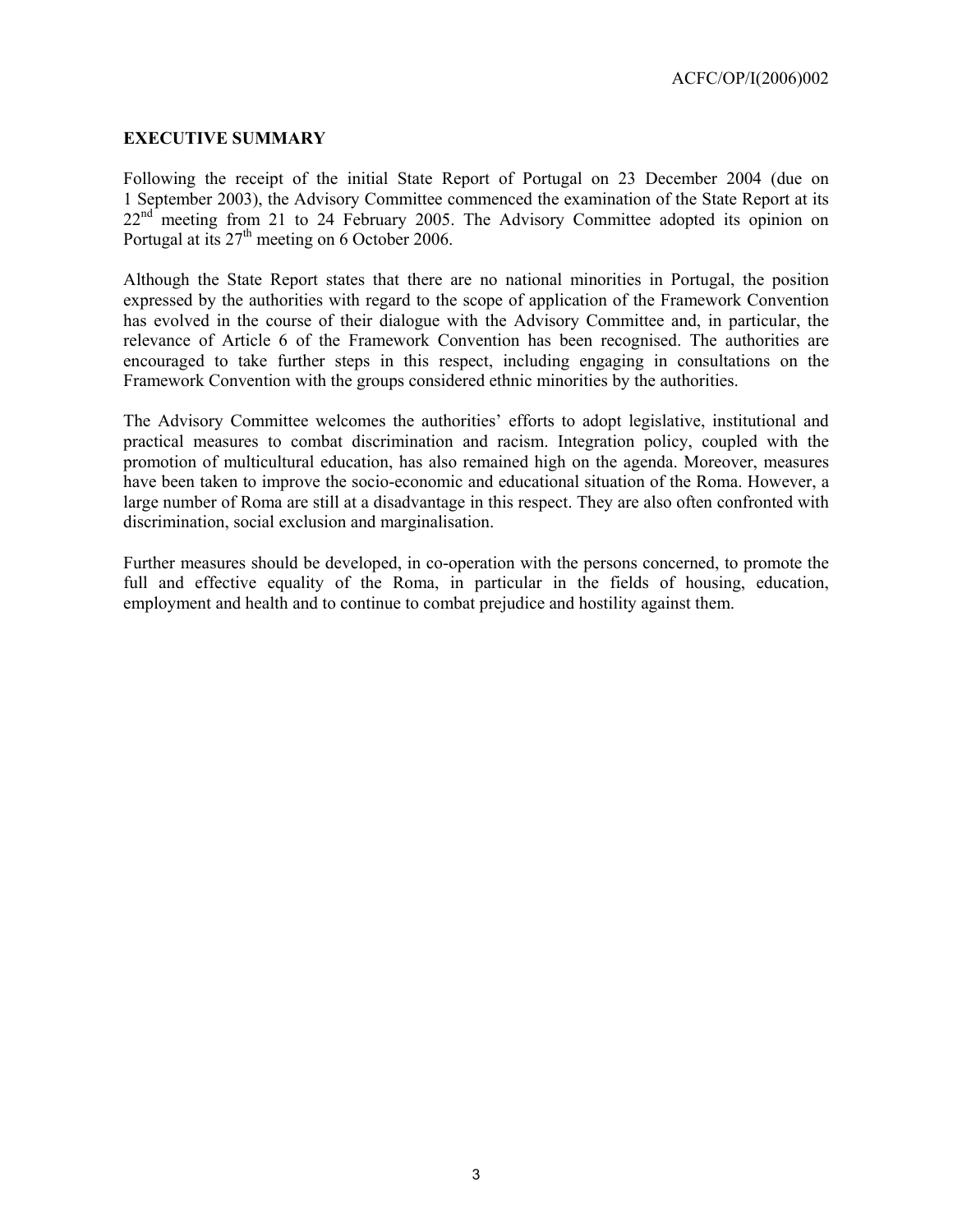# EXECUTIVE SUMMARY

Following the receipt of the initial State Report of Portugal on 23 December 2004 (due on 1 September 2003), the Advisory Committee commenced the examination of the State Report at its 22nd meeting from 21 to 24 February 2005. The Advisory Committee adopted its opinion on Portugal at its 27th meeting on 6 October 2006.

Although the State Report states that there are no national minorities in Portugal, the position expressed by the authorities with regard to the scope of application of the Framework Convention has evolved in the course of their dialogue with the Advisory Committee and, in particular, the relevance of Article 6 of the Framework Convention has been recognised. The authorities are encouraged to take further steps in this respect, including engaging in consultations on the Framework Convention with the groups considered ethnic minorities by the authorities.

The Advisory Committee welcomes the authorities' efforts to adopt legislative, institutional and practical measures to combat discrimination and racism. Integration policy, coupled with the promotion of multicultural education, has also remained high on the agenda. Moreover, measures have been taken to improve the socio-economic and educational situation of the Roma. However, a large number of Roma are still at a disadvantage in this respect. They are also often confronted with discrimination, social exclusion and marginalisation.

Further measures should be developed, in co-operation with the persons concerned, to promote the full and effective equality of the Roma, in particular in the fields of housing, education, employment and health and to continue to combat prejudice and hostility against them.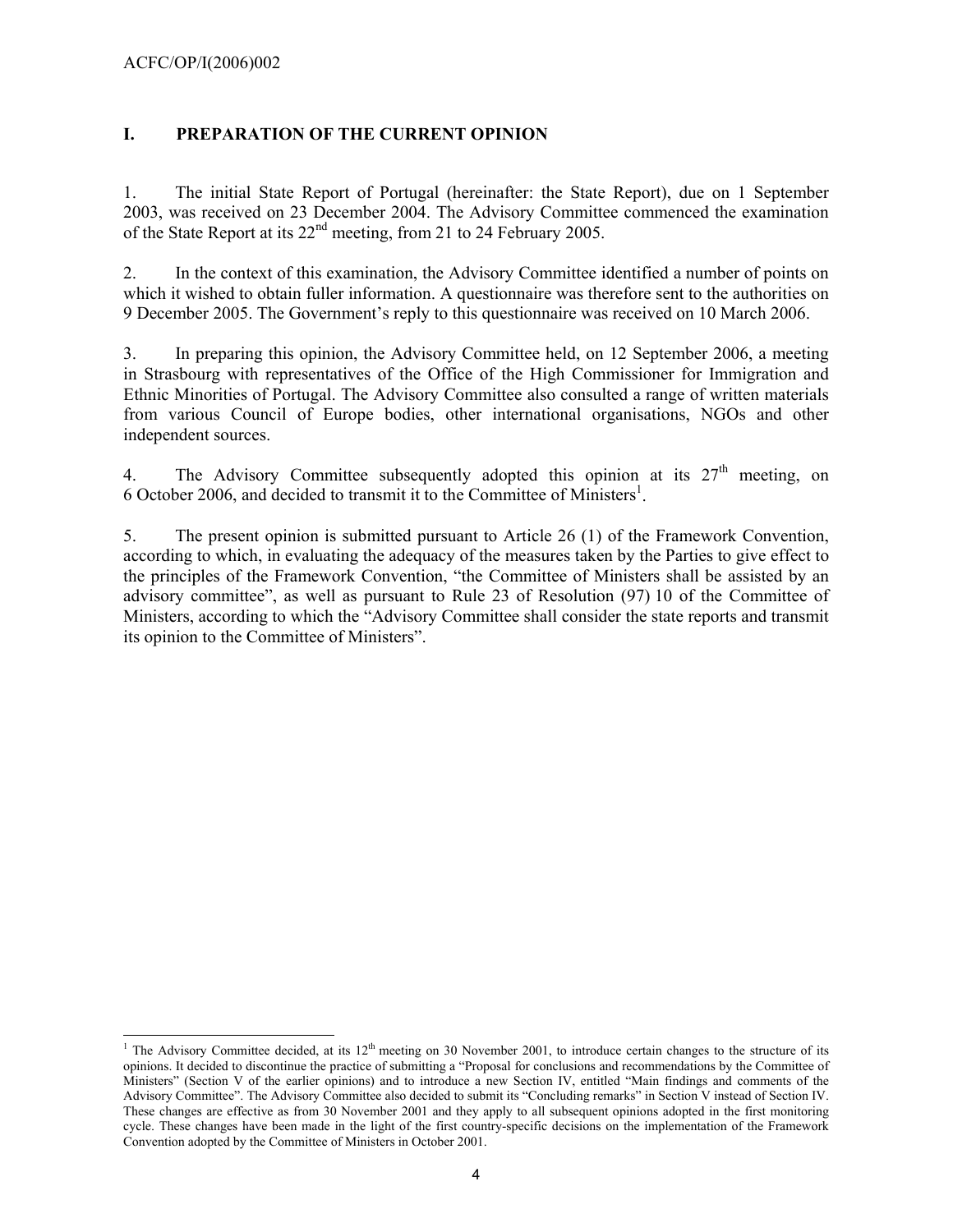## I. PREPARATION OF THE CURRENT OPINION

1. The initial State Report of Portugal (hereinafter: the State Report), due on 1 September 2003, was received on 23 December 2004. The Advisory Committee commenced the examination of the State Report at its 22nd meeting, from 21 to 24 February 2005.

2. In the context of this examination, the Advisory Committee identified a number of points on which it wished to obtain fuller information. A questionnaire was therefore sent to the authorities on 9 December 2005. The Government's reply to this questionnaire was received on 10 March 2006.

3. In preparing this opinion, the Advisory Committee held, on 12 September 2006, a meeting in Strasbourg with representatives of the Office of the High Commissioner for Immigration and Ethnic Minorities of Portugal. The Advisory Committee also consulted a range of written materials from various Council of Europe bodies, other international organisations, NGOs and other independent sources.

4. The Advisory Committee subsequently adopted this opinion at its 27th meeting, on 6 October 2006, and decided to transmit it to the Committee of Ministers[1].

5. The present opinion is submitted pursuant to Article 26 (1) of the Framework Convention, according to which, in evaluating the adequacy of the measures taken by the Parties to give effect to the principles of the Framework Convention, "the Committee of Ministers shall be assisted by an advisory committee", as well as pursuant to Rule 23 of Resolution (97) 10 of the Committee of Ministers, according to which the "Advisory Committee shall consider the state reports and transmit its opinion to the Committee of Ministers".

---

[1] The Advisory Committee decided, at its 12th meeting on 30 November 2001, to introduce certain changes to the structure of its opinions. It decided to discontinue the practice of submitting a "Proposal for conclusions and recommendations by the Committee of Ministers" (Section V of the earlier opinions) and to introduce a new Section IV, entitled "Main findings and comments of the Advisory Committee". The Advisory Committee also decided to submit its "Concluding remarks" in Section V instead of Section IV. These changes are effective as from 30 November 2001 and they apply to all subsequent opinions adopted in the first monitoring cycle. These changes have been made in the light of the first country-specific decisions on the implementation of the Framework Convention adopted by the Committee of Ministers in October 2001.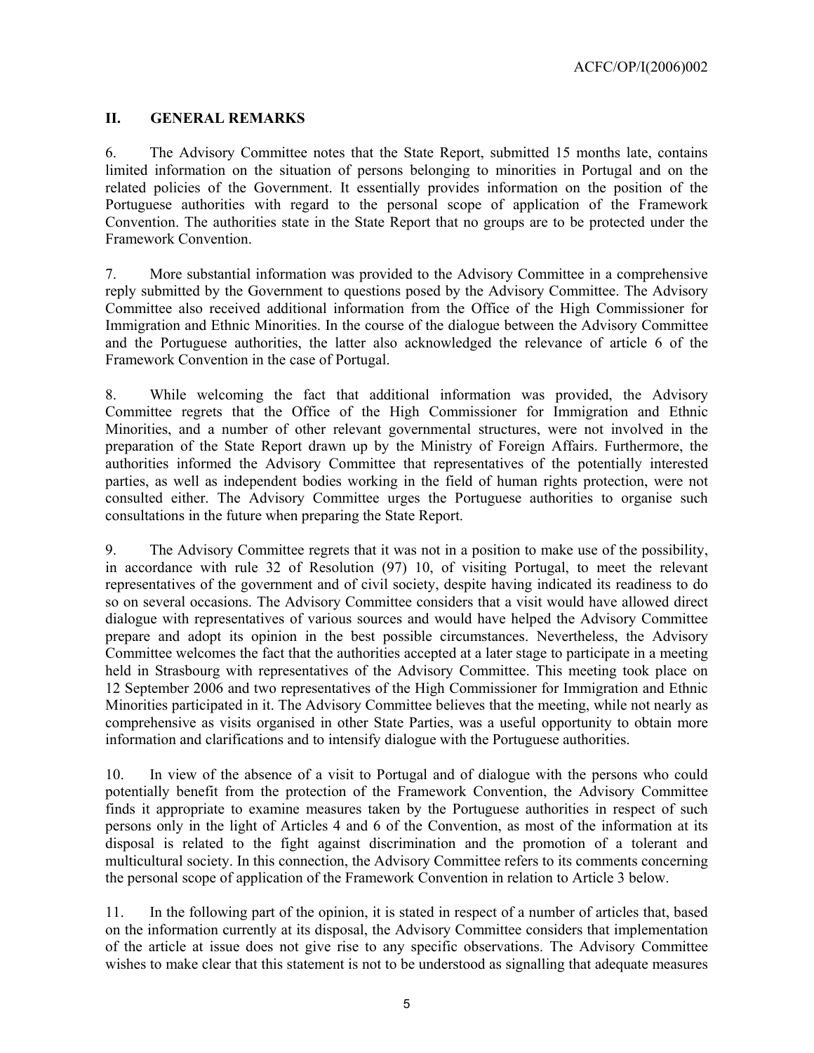## II. GENERAL REMARKS

6. The Advisory Committee notes that the State Report, submitted 15 months late, contains limited information on the situation of persons belonging to minorities in Portugal and on the related policies of the Government. It essentially provides information on the position of the Portuguese authorities with regard to the personal scope of application of the Framework Convention. The authorities state in the State Report that no groups are to be protected under the Framework Convention.

7. More substantial information was provided to the Advisory Committee in a comprehensive reply submitted by the Government to questions posed by the Advisory Committee. The Advisory Committee also received additional information from the Office of the High Commissioner for Immigration and Ethnic Minorities. In the course of the dialogue between the Advisory Committee and the Portuguese authorities, the latter also acknowledged the relevance of article 6 of the Framework Convention in the case of Portugal.

8. While welcoming the fact that additional information was provided, the Advisory Committee regrets that the Office of the High Commissioner for Immigration and Ethnic Minorities, and a number of other relevant governmental structures, were not involved in the preparation of the State Report drawn up by the Ministry of Foreign Affairs. Furthermore, the authorities informed the Advisory Committee that representatives of the potentially interested parties, as well as independent bodies working in the field of human rights protection, were not consulted either. The Advisory Committee urges the Portuguese authorities to organise such consultations in the future when preparing the State Report.

9. The Advisory Committee regrets that it was not in a position to make use of the possibility, in accordance with rule 32 of Resolution (97) 10, of visiting Portugal, to meet the relevant representatives of the government and of civil society, despite having indicated its readiness to do so on several occasions. The Advisory Committee considers that a visit would have allowed direct dialogue with representatives of various sources and would have helped the Advisory Committee prepare and adopt its opinion in the best possible circumstances. Nevertheless, the Advisory Committee welcomes the fact that the authorities accepted at a later stage to participate in a meeting held in Strasbourg with representatives of the Advisory Committee. This meeting took place on 12 September 2006 and two representatives of the High Commissioner for Immigration and Ethnic Minorities participated in it. The Advisory Committee believes that the meeting, while not nearly as comprehensive as visits organised in other State Parties, was a useful opportunity to obtain more information and clarifications and to intensify dialogue with the Portuguese authorities.

10. In view of the absence of a visit to Portugal and of dialogue with the persons who could potentially benefit from the protection of the Framework Convention, the Advisory Committee finds it appropriate to examine measures taken by the Portuguese authorities in respect of such persons only in the light of Articles 4 and 6 of the Convention, as most of the information at its disposal is related to the fight against discrimination and the promotion of a tolerant and multicultural society. In this connection, the Advisory Committee refers to its comments concerning the personal scope of application of the Framework Convention in relation to Article 3 below.

11. In the following part of the opinion, it is stated in respect of a number of articles that, based on the information currently at its disposal, the Advisory Committee considers that implementation of the article at issue does not give rise to any specific observations. The Advisory Committee wishes to make clear that this statement is not to be understood as signalling that adequate measures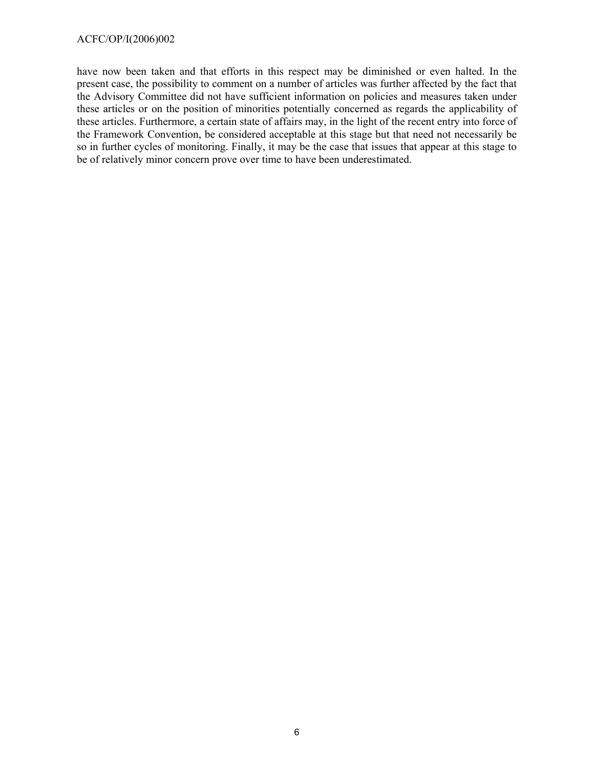have now been taken and that efforts in this respect may be diminished or even halted. In the present case, the possibility to comment on a number of articles was further affected by the fact that the Advisory Committee did not have sufficient information on policies and measures taken under these articles or on the position of minorities potentially concerned as regards the applicability of these articles. Furthermore, a certain state of affairs may, in the light of the recent entry into force of the Framework Convention, be considered acceptable at this stage but that need not necessarily be so in further cycles of monitoring. Finally, it may be the case that issues that appear at this stage to be of relatively minor concern prove over time to have been underestimated.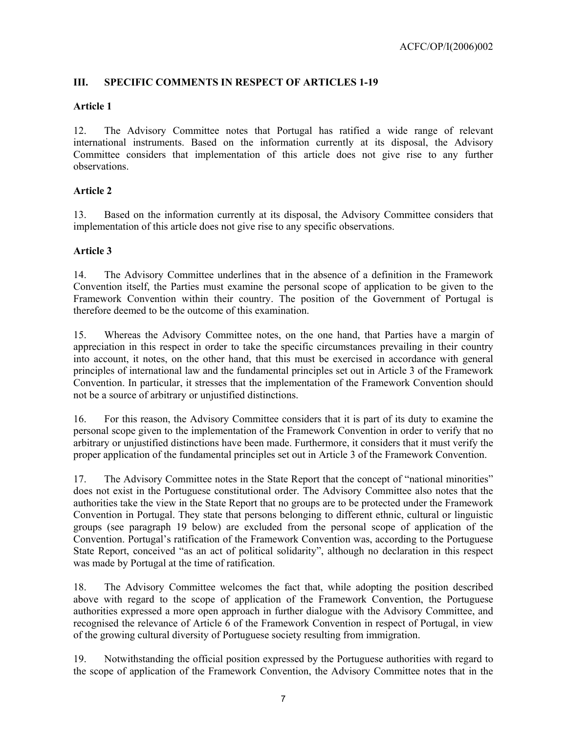## III. SPECIFIC COMMENTS IN RESPECT OF ARTICLES 1-19

### Article 1

12. The Advisory Committee notes that Portugal has ratified a wide range of relevant international instruments. Based on the information currently at its disposal, the Advisory Committee considers that implementation of this article does not give rise to any further observations.

### Article 2

13. Based on the information currently at its disposal, the Advisory Committee considers that implementation of this article does not give rise to any specific observations.

### Article 3

14. The Advisory Committee underlines that in the absence of a definition in the Framework Convention itself, the Parties must examine the personal scope of application to be given to the Framework Convention within their country. The position of the Government of Portugal is therefore deemed to be the outcome of this examination.

15. Whereas the Advisory Committee notes, on the one hand, that Parties have a margin of appreciation in this respect in order to take the specific circumstances prevailing in their country into account, it notes, on the other hand, that this must be exercised in accordance with general principles of international law and the fundamental principles set out in Article 3 of the Framework Convention. In particular, it stresses that the implementation of the Framework Convention should not be a source of arbitrary or unjustified distinctions.

16. For this reason, the Advisory Committee considers that it is part of its duty to examine the personal scope given to the implementation of the Framework Convention in order to verify that no arbitrary or unjustified distinctions have been made. Furthermore, it considers that it must verify the proper application of the fundamental principles set out in Article 3 of the Framework Convention.

17. The Advisory Committee notes in the State Report that the concept of "national minorities" does not exist in the Portuguese constitutional order. The Advisory Committee also notes that the authorities take the view in the State Report that no groups are to be protected under the Framework Convention in Portugal. They state that persons belonging to different ethnic, cultural or linguistic groups (see paragraph 19 below) are excluded from the personal scope of application of the Convention. Portugal's ratification of the Framework Convention was, according to the Portuguese State Report, conceived "as an act of political solidarity", although no declaration in this respect was made by Portugal at the time of ratification.

18. The Advisory Committee welcomes the fact that, while adopting the position described above with regard to the scope of application of the Framework Convention, the Portuguese authorities expressed a more open approach in further dialogue with the Advisory Committee, and recognised the relevance of Article 6 of the Framework Convention in respect of Portugal, in view of the growing cultural diversity of Portuguese society resulting from immigration.

19. Notwithstanding the official position expressed by the Portuguese authorities with regard to the scope of application of the Framework Convention, the Advisory Committee notes that in the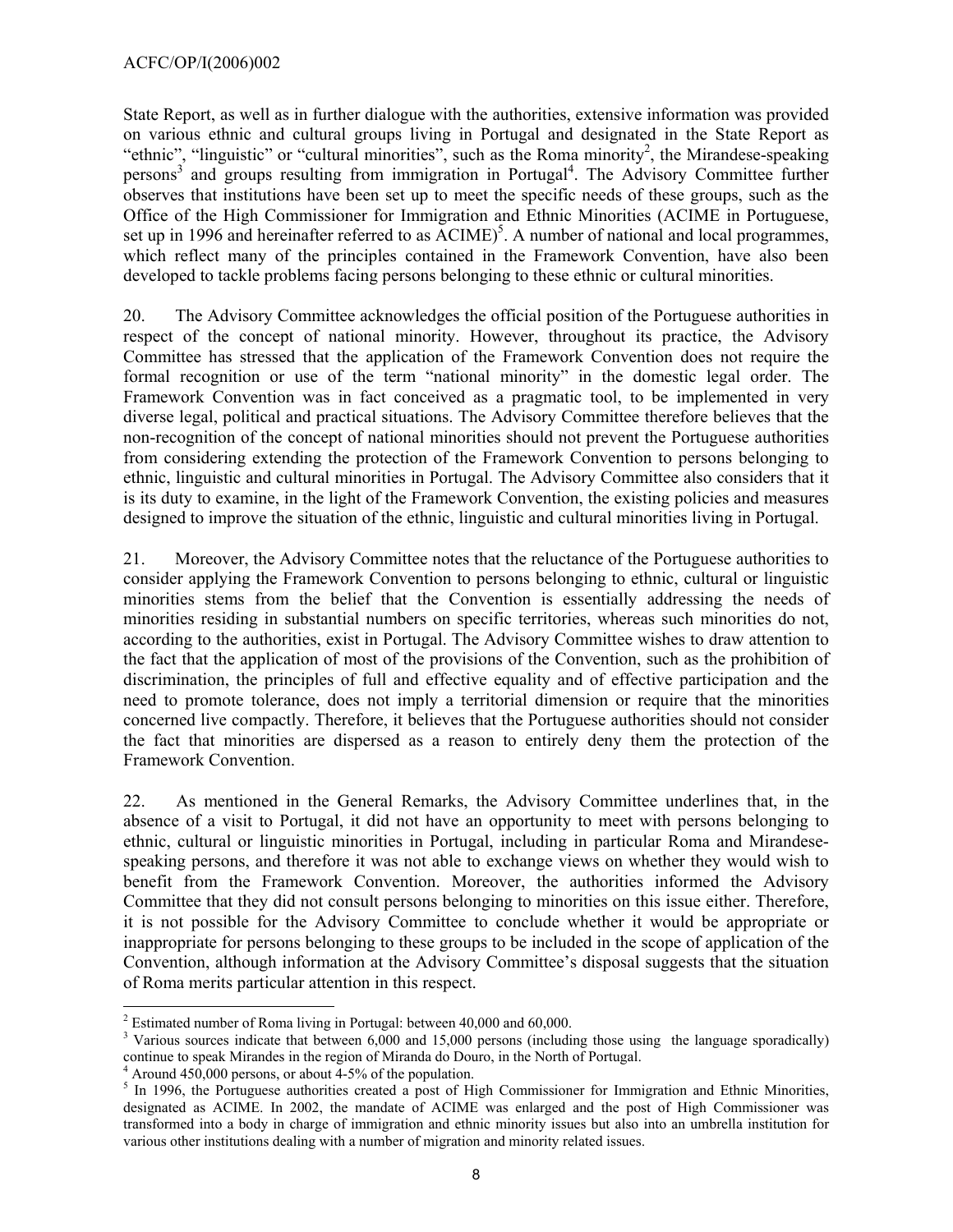State Report, as well as in further dialogue with the authorities, extensive information was provided on various ethnic and cultural groups living in Portugal and designated in the State Report as "ethnic", "linguistic" or "cultural minorities", such as the Roma minority[2], the Mirandese-speaking persons[3] and groups resulting from immigration in Portugal[4]. The Advisory Committee further observes that institutions have been set up to meet the specific needs of these groups, such as the Office of the High Commissioner for Immigration and Ethnic Minorities (ACIME in Portuguese, set up in 1996 and hereinafter referred to as ACIME)[5]. A number of national and local programmes, which reflect many of the principles contained in the Framework Convention, have also been developed to tackle problems facing persons belonging to these ethnic or cultural minorities.

20. The Advisory Committee acknowledges the official position of the Portuguese authorities in respect of the concept of national minority. However, throughout its practice, the Advisory Committee has stressed that the application of the Framework Convention does not require the formal recognition or use of the term "national minority" in the domestic legal order. The Framework Convention was in fact conceived as a pragmatic tool, to be implemented in very diverse legal, political and practical situations. The Advisory Committee therefore believes that the non-recognition of the concept of national minorities should not prevent the Portuguese authorities from considering extending the protection of the Framework Convention to persons belonging to ethnic, linguistic and cultural minorities in Portugal. The Advisory Committee also considers that it is its duty to examine, in the light of the Framework Convention, the existing policies and measures designed to improve the situation of the ethnic, linguistic and cultural minorities living in Portugal.

21. Moreover, the Advisory Committee notes that the reluctance of the Portuguese authorities to consider applying the Framework Convention to persons belonging to ethnic, cultural or linguistic minorities stems from the belief that the Convention is essentially addressing the needs of minorities residing in substantial numbers on specific territories, whereas such minorities do not, according to the authorities, exist in Portugal. The Advisory Committee wishes to draw attention to the fact that the application of most of the provisions of the Convention, such as the prohibition of discrimination, the principles of full and effective equality and of effective participation and the need to promote tolerance, does not imply a territorial dimension or require that the minorities concerned live compactly. Therefore, it believes that the Portuguese authorities should not consider the fact that minorities are dispersed as a reason to entirely deny them the protection of the Framework Convention.

22. As mentioned in the General Remarks, the Advisory Committee underlines that, in the absence of a visit to Portugal, it did not have an opportunity to meet with persons belonging to ethnic, cultural or linguistic minorities in Portugal, including in particular Roma and Mirandese-speaking persons, and therefore it was not able to exchange views on whether they would wish to benefit from the Framework Convention. Moreover, the authorities informed the Advisory Committee that they did not consult persons belonging to minorities on this issue either. Therefore, it is not possible for the Advisory Committee to conclude whether it would be appropriate or inappropriate for persons belonging to these groups to be included in the scope of application of the Convention, although information at the Advisory Committee's disposal suggests that the situation of Roma merits particular attention in this respect.

---

[2] Estimated number of Roma living in Portugal: between 40,000 and 60,000.

[3] Various sources indicate that between 6,000 and 15,000 persons (including those using the language sporadically) continue to speak Mirandes in the region of Miranda do Douro, in the North of Portugal.

[4] Around 450,000 persons, or about 4-5% of the population.

[5] In 1996, the Portuguese authorities created a post of High Commissioner for Immigration and Ethnic Minorities, designated as ACIME. In 2002, the mandate of ACIME was enlarged and the post of High Commissioner was transformed into a body in charge of immigration and ethnic minority issues but also into an umbrella institution for various other institutions dealing with a number of migration and minority related issues.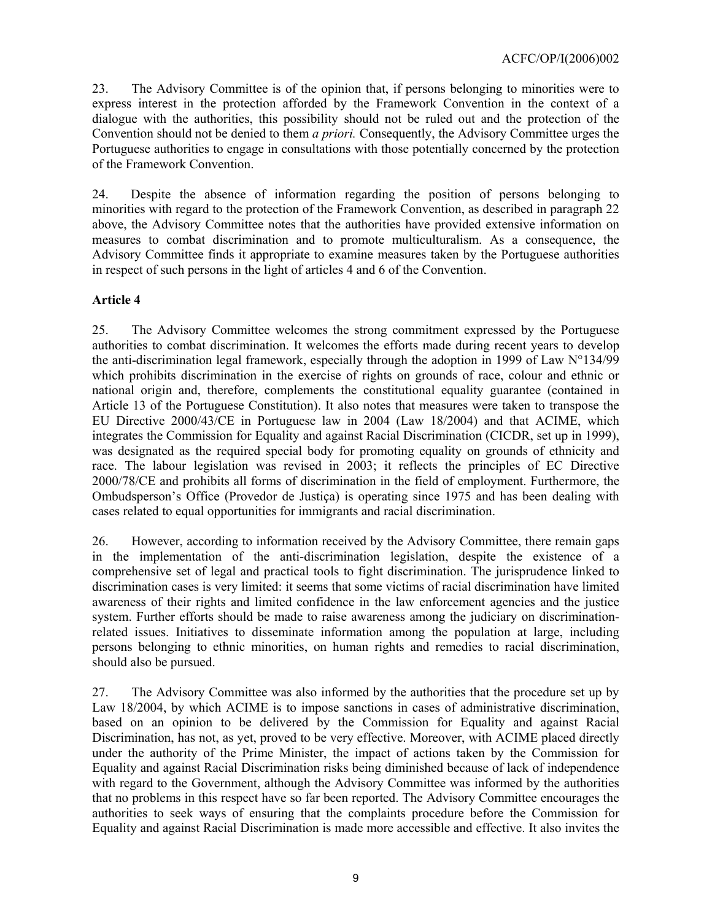23. The Advisory Committee is of the opinion that, if persons belonging to minorities were to express interest in the protection afforded by the Framework Convention in the context of a dialogue with the authorities, this possibility should not be ruled out and the protection of the Convention should not be denied to them *a priori.* Consequently, the Advisory Committee urges the Portuguese authorities to engage in consultations with those potentially concerned by the protection of the Framework Convention.

24. Despite the absence of information regarding the position of persons belonging to minorities with regard to the protection of the Framework Convention, as described in paragraph 22 above, the Advisory Committee notes that the authorities have provided extensive information on measures to combat discrimination and to promote multiculturalism. As a consequence, the Advisory Committee finds it appropriate to examine measures taken by the Portuguese authorities in respect of such persons in the light of articles 4 and 6 of the Convention.

**Article 4**

25. The Advisory Committee welcomes the strong commitment expressed by the Portuguese authorities to combat discrimination. It welcomes the efforts made during recent years to develop the anti-discrimination legal framework, especially through the adoption in 1999 of Law N°134/99 which prohibits discrimination in the exercise of rights on grounds of race, colour and ethnic or national origin and, therefore, complements the constitutional equality guarantee (contained in Article 13 of the Portuguese Constitution). It also notes that measures were taken to transpose the EU Directive 2000/43/CE in Portuguese law in 2004 (Law 18/2004) and that ACIME, which integrates the Commission for Equality and against Racial Discrimination (CICDR, set up in 1999), was designated as the required special body for promoting equality on grounds of ethnicity and race. The labour legislation was revised in 2003; it reflects the principles of EC Directive 2000/78/CE and prohibits all forms of discrimination in the field of employment. Furthermore, the Ombudsperson's Office (Provedor de Justiça) is operating since 1975 and has been dealing with cases related to equal opportunities for immigrants and racial discrimination.

26. However, according to information received by the Advisory Committee, there remain gaps in the implementation of the anti-discrimination legislation, despite the existence of a comprehensive set of legal and practical tools to fight discrimination. The jurisprudence linked to discrimination cases is very limited: it seems that some victims of racial discrimination have limited awareness of their rights and limited confidence in the law enforcement agencies and the justice system. Further efforts should be made to raise awareness among the judiciary on discrimination-related issues. Initiatives to disseminate information among the population at large, including persons belonging to ethnic minorities, on human rights and remedies to racial discrimination, should also be pursued.

27. The Advisory Committee was also informed by the authorities that the procedure set up by Law 18/2004, by which ACIME is to impose sanctions in cases of administrative discrimination, based on an opinion to be delivered by the Commission for Equality and against Racial Discrimination, has not, as yet, proved to be very effective. Moreover, with ACIME placed directly under the authority of the Prime Minister, the impact of actions taken by the Commission for Equality and against Racial Discrimination risks being diminished because of lack of independence with regard to the Government, although the Advisory Committee was informed by the authorities that no problems in this respect have so far been reported. The Advisory Committee encourages the authorities to seek ways of ensuring that the complaints procedure before the Commission for Equality and against Racial Discrimination is made more accessible and effective. It also invites the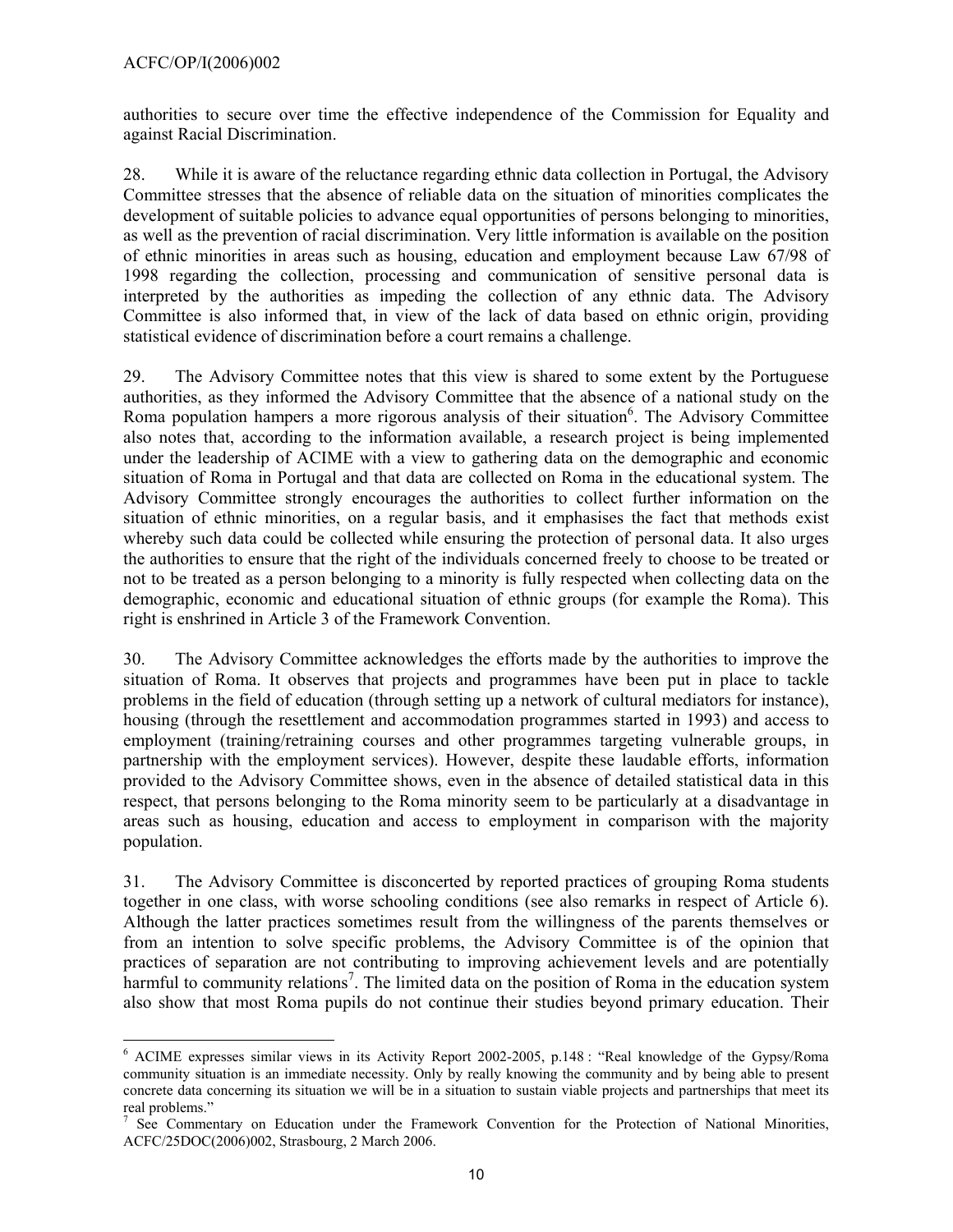authorities to secure over time the effective independence of the Commission for Equality and against Racial Discrimination.

28. While it is aware of the reluctance regarding ethnic data collection in Portugal, the Advisory Committee stresses that the absence of reliable data on the situation of minorities complicates the development of suitable policies to advance equal opportunities of persons belonging to minorities, as well as the prevention of racial discrimination. Very little information is available on the position of ethnic minorities in areas such as housing, education and employment because Law 67/98 of 1998 regarding the collection, processing and communication of sensitive personal data is interpreted by the authorities as impeding the collection of any ethnic data. The Advisory Committee is also informed that, in view of the lack of data based on ethnic origin, providing statistical evidence of discrimination before a court remains a challenge.

29. The Advisory Committee notes that this view is shared to some extent by the Portuguese authorities, as they informed the Advisory Committee that the absence of a national study on the Roma population hampers a more rigorous analysis of their situation[6]. The Advisory Committee also notes that, according to the information available, a research project is being implemented under the leadership of ACIME with a view to gathering data on the demographic and economic situation of Roma in Portugal and that data are collected on Roma in the educational system. The Advisory Committee strongly encourages the authorities to collect further information on the situation of ethnic minorities, on a regular basis, and it emphasises the fact that methods exist whereby such data could be collected while ensuring the protection of personal data. It also urges the authorities to ensure that the right of the individuals concerned freely to choose to be treated or not to be treated as a person belonging to a minority is fully respected when collecting data on the demographic, economic and educational situation of ethnic groups (for example the Roma). This right is enshrined in Article 3 of the Framework Convention.

30. The Advisory Committee acknowledges the efforts made by the authorities to improve the situation of Roma. It observes that projects and programmes have been put in place to tackle problems in the field of education (through setting up a network of cultural mediators for instance), housing (through the resettlement and accommodation programmes started in 1993) and access to employment (training/retraining courses and other programmes targeting vulnerable groups, in partnership with the employment services). However, despite these laudable efforts, information provided to the Advisory Committee shows, even in the absence of detailed statistical data in this respect, that persons belonging to the Roma minority seem to be particularly at a disadvantage in areas such as housing, education and access to employment in comparison with the majority population.

31. The Advisory Committee is disconcerted by reported practices of grouping Roma students together in one class, with worse schooling conditions (see also remarks in respect of Article 6). Although the latter practices sometimes result from the willingness of the parents themselves or from an intention to solve specific problems, the Advisory Committee is of the opinion that practices of separation are not contributing to improving achievement levels and are potentially harmful to community relations[7]. The limited data on the position of Roma in the education system also show that most Roma pupils do not continue their studies beyond primary education. Their

---

[6] ACIME expresses similar views in its Activity Report 2002-2005, p.148 : "Real knowledge of the Gypsy/Roma community situation is an immediate necessity. Only by really knowing the community and by being able to present concrete data concerning its situation we will be in a situation to sustain viable projects and partnerships that meet its real problems."

[7] See Commentary on Education under the Framework Convention for the Protection of National Minorities, ACFC/25DOC(2006)002, Strasbourg, 2 March 2006.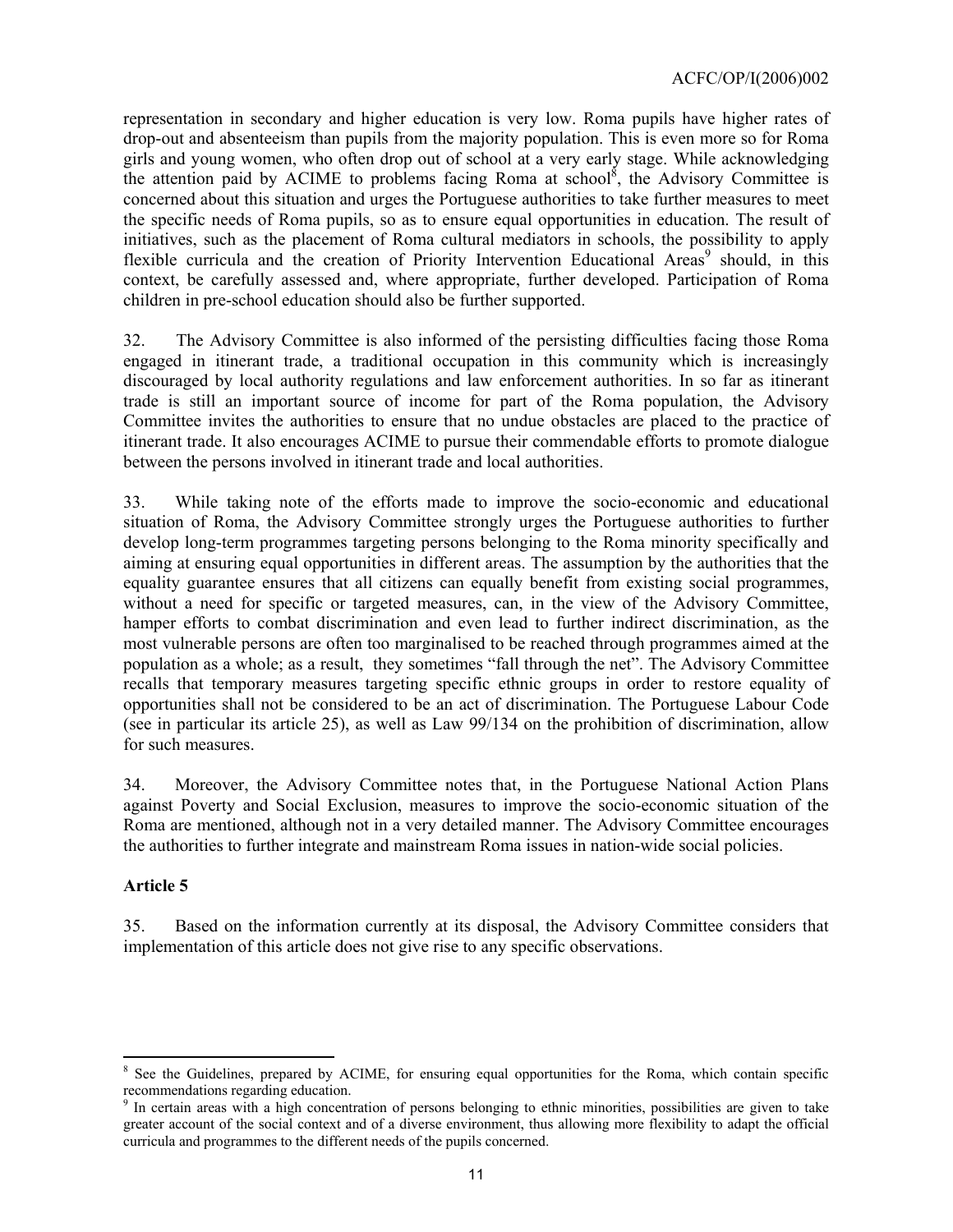representation in secondary and higher education is very low. Roma pupils have higher rates of drop-out and absenteeism than pupils from the majority population. This is even more so for Roma girls and young women, who often drop out of school at a very early stage. While acknowledging the attention paid by ACIME to problems facing Roma at school[8], the Advisory Committee is concerned about this situation and urges the Portuguese authorities to take further measures to meet the specific needs of Roma pupils, so as to ensure equal opportunities in education. The result of initiatives, such as the placement of Roma cultural mediators in schools, the possibility to apply flexible curricula and the creation of Priority Intervention Educational Areas[9] should, in this context, be carefully assessed and, where appropriate, further developed. Participation of Roma children in pre-school education should also be further supported.

32. The Advisory Committee is also informed of the persisting difficulties facing those Roma engaged in itinerant trade, a traditional occupation in this community which is increasingly discouraged by local authority regulations and law enforcement authorities. In so far as itinerant trade is still an important source of income for part of the Roma population, the Advisory Committee invites the authorities to ensure that no undue obstacles are placed to the practice of itinerant trade. It also encourages ACIME to pursue their commendable efforts to promote dialogue between the persons involved in itinerant trade and local authorities.

33. While taking note of the efforts made to improve the socio-economic and educational situation of Roma, the Advisory Committee strongly urges the Portuguese authorities to further develop long-term programmes targeting persons belonging to the Roma minority specifically and aiming at ensuring equal opportunities in different areas. The assumption by the authorities that the equality guarantee ensures that all citizens can equally benefit from existing social programmes, without a need for specific or targeted measures, can, in the view of the Advisory Committee, hamper efforts to combat discrimination and even lead to further indirect discrimination, as the most vulnerable persons are often too marginalised to be reached through programmes aimed at the population as a whole; as a result, they sometimes "fall through the net". The Advisory Committee recalls that temporary measures targeting specific ethnic groups in order to restore equality of opportunities shall not be considered to be an act of discrimination. The Portuguese Labour Code (see in particular its article 25), as well as Law 99/134 on the prohibition of discrimination, allow for such measures.

34. Moreover, the Advisory Committee notes that, in the Portuguese National Action Plans against Poverty and Social Exclusion, measures to improve the socio-economic situation of the Roma are mentioned, although not in a very detailed manner. The Advisory Committee encourages the authorities to further integrate and mainstream Roma issues in nation-wide social policies.

**Article 5**

35. Based on the information currently at its disposal, the Advisory Committee considers that implementation of this article does not give rise to any specific observations.

---

[8] See the Guidelines, prepared by ACIME, for ensuring equal opportunities for the Roma, which contain specific recommendations regarding education.

[9] In certain areas with a high concentration of persons belonging to ethnic minorities, possibilities are given to take greater account of the social context and of a diverse environment, thus allowing more flexibility to adapt the official curricula and programmes to the different needs of the pupils concerned.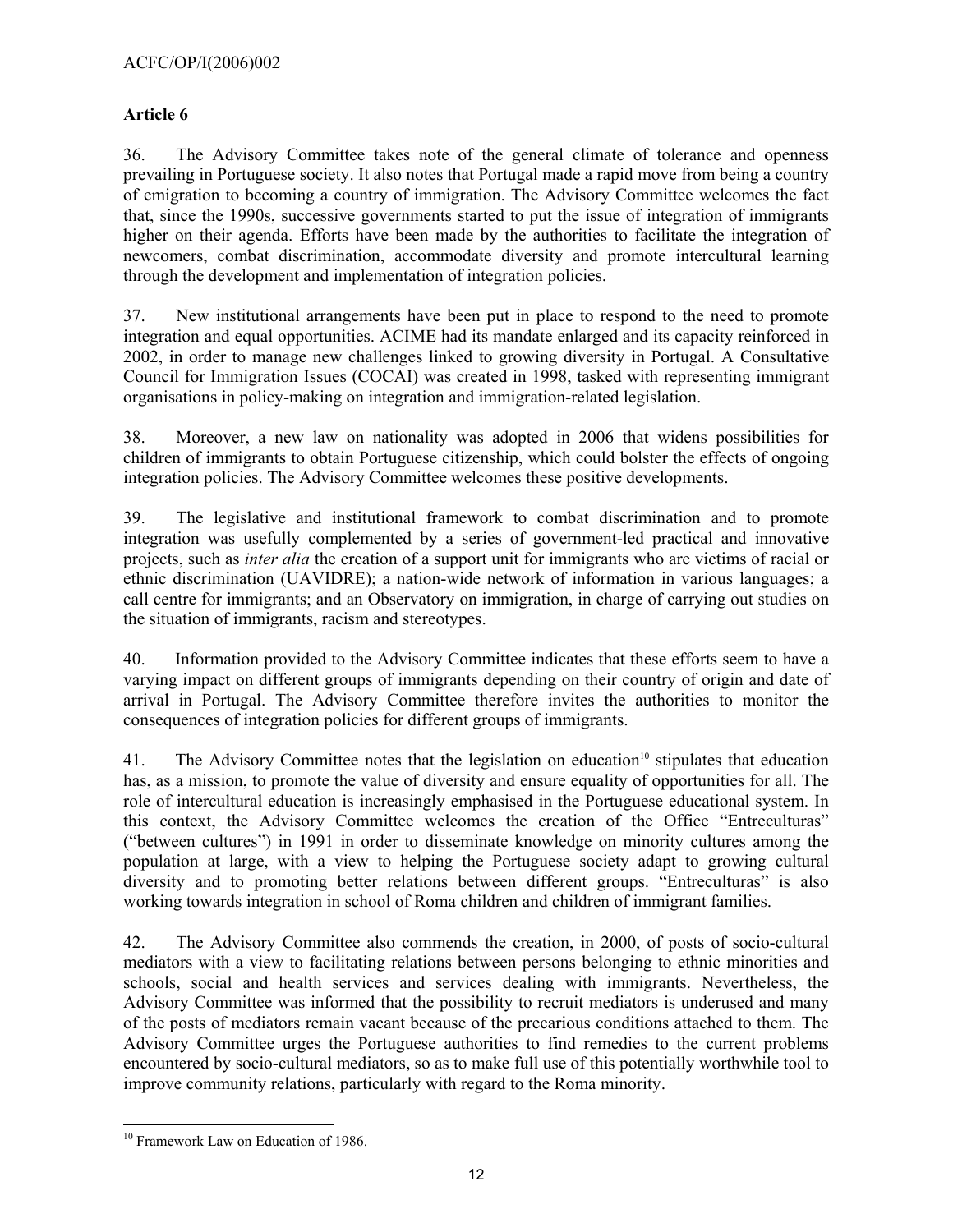## Article 6

36. The Advisory Committee takes note of the general climate of tolerance and openness prevailing in Portuguese society. It also notes that Portugal made a rapid move from being a country of emigration to becoming a country of immigration. The Advisory Committee welcomes the fact that, since the 1990s, successive governments started to put the issue of integration of immigrants higher on their agenda. Efforts have been made by the authorities to facilitate the integration of newcomers, combat discrimination, accommodate diversity and promote intercultural learning through the development and implementation of integration policies.

37. New institutional arrangements have been put in place to respond to the need to promote integration and equal opportunities. ACIME had its mandate enlarged and its capacity reinforced in 2002, in order to manage new challenges linked to growing diversity in Portugal. A Consultative Council for Immigration Issues (COCAI) was created in 1998, tasked with representing immigrant organisations in policy-making on integration and immigration-related legislation.

38. Moreover, a new law on nationality was adopted in 2006 that widens possibilities for children of immigrants to obtain Portuguese citizenship, which could bolster the effects of ongoing integration policies. The Advisory Committee welcomes these positive developments.

39. The legislative and institutional framework to combat discrimination and to promote integration was usefully complemented by a series of government-led practical and innovative projects, such as *inter alia* the creation of a support unit for immigrants who are victims of racial or ethnic discrimination (UAVIDRE); a nation-wide network of information in various languages; a call centre for immigrants; and an Observatory on immigration, in charge of carrying out studies on the situation of immigrants, racism and stereotypes.

40. Information provided to the Advisory Committee indicates that these efforts seem to have a varying impact on different groups of immigrants depending on their country of origin and date of arrival in Portugal. The Advisory Committee therefore invites the authorities to monitor the consequences of integration policies for different groups of immigrants.

41. The Advisory Committee notes that the legislation on education[10] stipulates that education has, as a mission, to promote the value of diversity and ensure equality of opportunities for all. The role of intercultural education is increasingly emphasised in the Portuguese educational system. In this context, the Advisory Committee welcomes the creation of the Office "Entreculturas" ("between cultures") in 1991 in order to disseminate knowledge on minority cultures among the population at large, with a view to helping the Portuguese society adapt to growing cultural diversity and to promoting better relations between different groups. "Entreculturas" is also working towards integration in school of Roma children and children of immigrant families.

42. The Advisory Committee also commends the creation, in 2000, of posts of socio-cultural mediators with a view to facilitating relations between persons belonging to ethnic minorities and schools, social and health services and services dealing with immigrants. Nevertheless, the Advisory Committee was informed that the possibility to recruit mediators is underused and many of the posts of mediators remain vacant because of the precarious conditions attached to them. The Advisory Committee urges the Portuguese authorities to find remedies to the current problems encountered by socio-cultural mediators, so as to make full use of this potentially worthwhile tool to improve community relations, particularly with regard to the Roma minority.

[10] Framework Law on Education of 1986.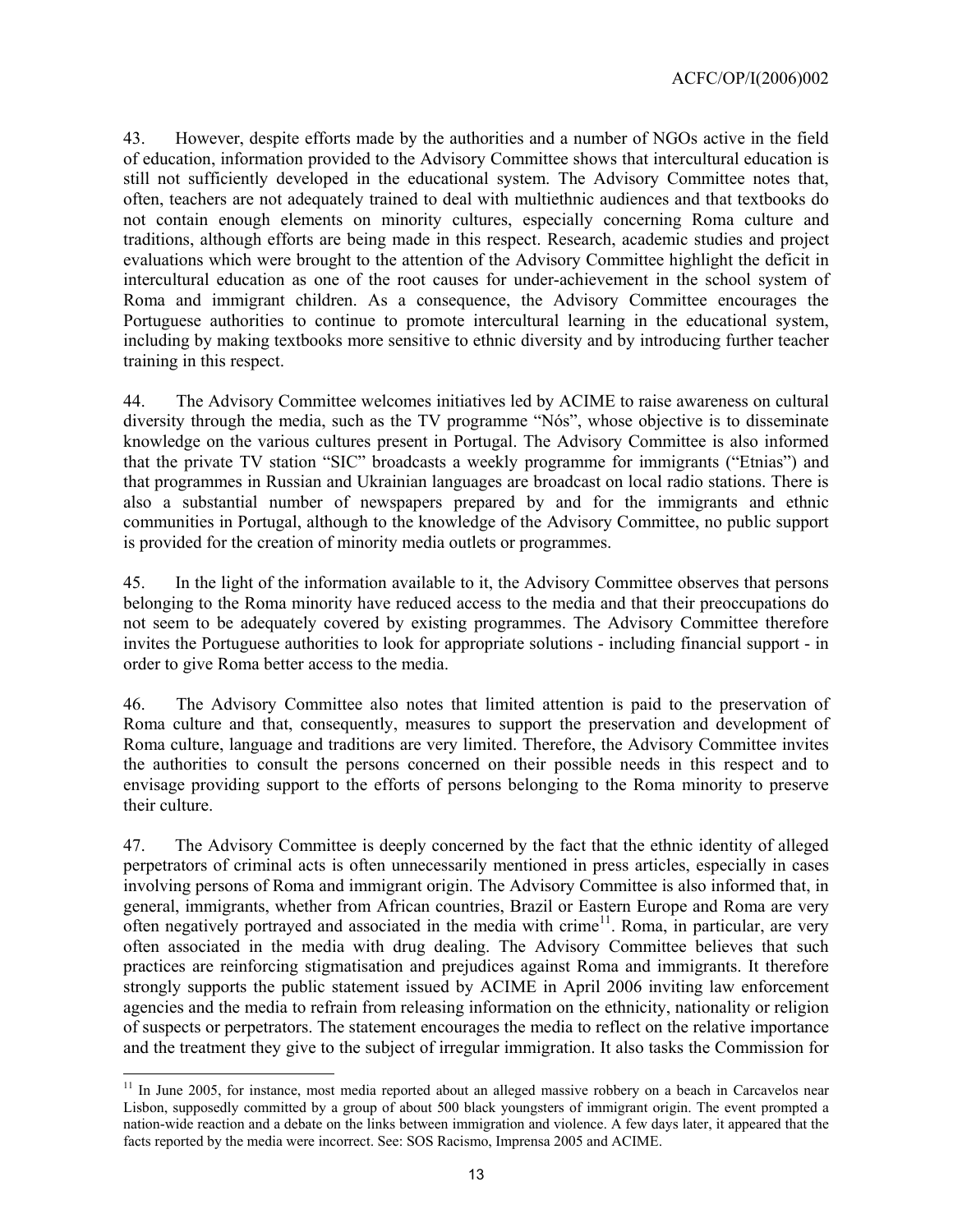43. However, despite efforts made by the authorities and a number of NGOs active in the field of education, information provided to the Advisory Committee shows that intercultural education is still not sufficiently developed in the educational system. The Advisory Committee notes that, often, teachers are not adequately trained to deal with multiethnic audiences and that textbooks do not contain enough elements on minority cultures, especially concerning Roma culture and traditions, although efforts are being made in this respect. Research, academic studies and project evaluations which were brought to the attention of the Advisory Committee highlight the deficit in intercultural education as one of the root causes for under-achievement in the school system of Roma and immigrant children. As a consequence, the Advisory Committee encourages the Portuguese authorities to continue to promote intercultural learning in the educational system, including by making textbooks more sensitive to ethnic diversity and by introducing further teacher training in this respect.

44. The Advisory Committee welcomes initiatives led by ACIME to raise awareness on cultural diversity through the media, such as the TV programme "Nós", whose objective is to disseminate knowledge on the various cultures present in Portugal. The Advisory Committee is also informed that the private TV station "SIC" broadcasts a weekly programme for immigrants ("Etnias") and that programmes in Russian and Ukrainian languages are broadcast on local radio stations. There is also a substantial number of newspapers prepared by and for the immigrants and ethnic communities in Portugal, although to the knowledge of the Advisory Committee, no public support is provided for the creation of minority media outlets or programmes.

45. In the light of the information available to it, the Advisory Committee observes that persons belonging to the Roma minority have reduced access to the media and that their preoccupations do not seem to be adequately covered by existing programmes. The Advisory Committee therefore invites the Portuguese authorities to look for appropriate solutions - including financial support - in order to give Roma better access to the media.

46. The Advisory Committee also notes that limited attention is paid to the preservation of Roma culture and that, consequently, measures to support the preservation and development of Roma culture, language and traditions are very limited. Therefore, the Advisory Committee invites the authorities to consult the persons concerned on their possible needs in this respect and to envisage providing support to the efforts of persons belonging to the Roma minority to preserve their culture.

47. The Advisory Committee is deeply concerned by the fact that the ethnic identity of alleged perpetrators of criminal acts is often unnecessarily mentioned in press articles, especially in cases involving persons of Roma and immigrant origin. The Advisory Committee is also informed that, in general, immigrants, whether from African countries, Brazil or Eastern Europe and Roma are very often negatively portrayed and associated in the media with crime[11]. Roma, in particular, are very often associated in the media with drug dealing. The Advisory Committee believes that such practices are reinforcing stigmatisation and prejudices against Roma and immigrants. It therefore strongly supports the public statement issued by ACIME in April 2006 inviting law enforcement agencies and the media to refrain from releasing information on the ethnicity, nationality or religion of suspects or perpetrators. The statement encourages the media to reflect on the relative importance and the treatment they give to the subject of irregular immigration. It also tasks the Commission for

---

[11] In June 2005, for instance, most media reported about an alleged massive robbery on a beach in Carcavelos near Lisbon, supposedly committed by a group of about 500 black youngsters of immigrant origin. The event prompted a nation-wide reaction and a debate on the links between immigration and violence. A few days later, it appeared that the facts reported by the media were incorrect. See: SOS Racismo, Imprensa 2005 and ACIME.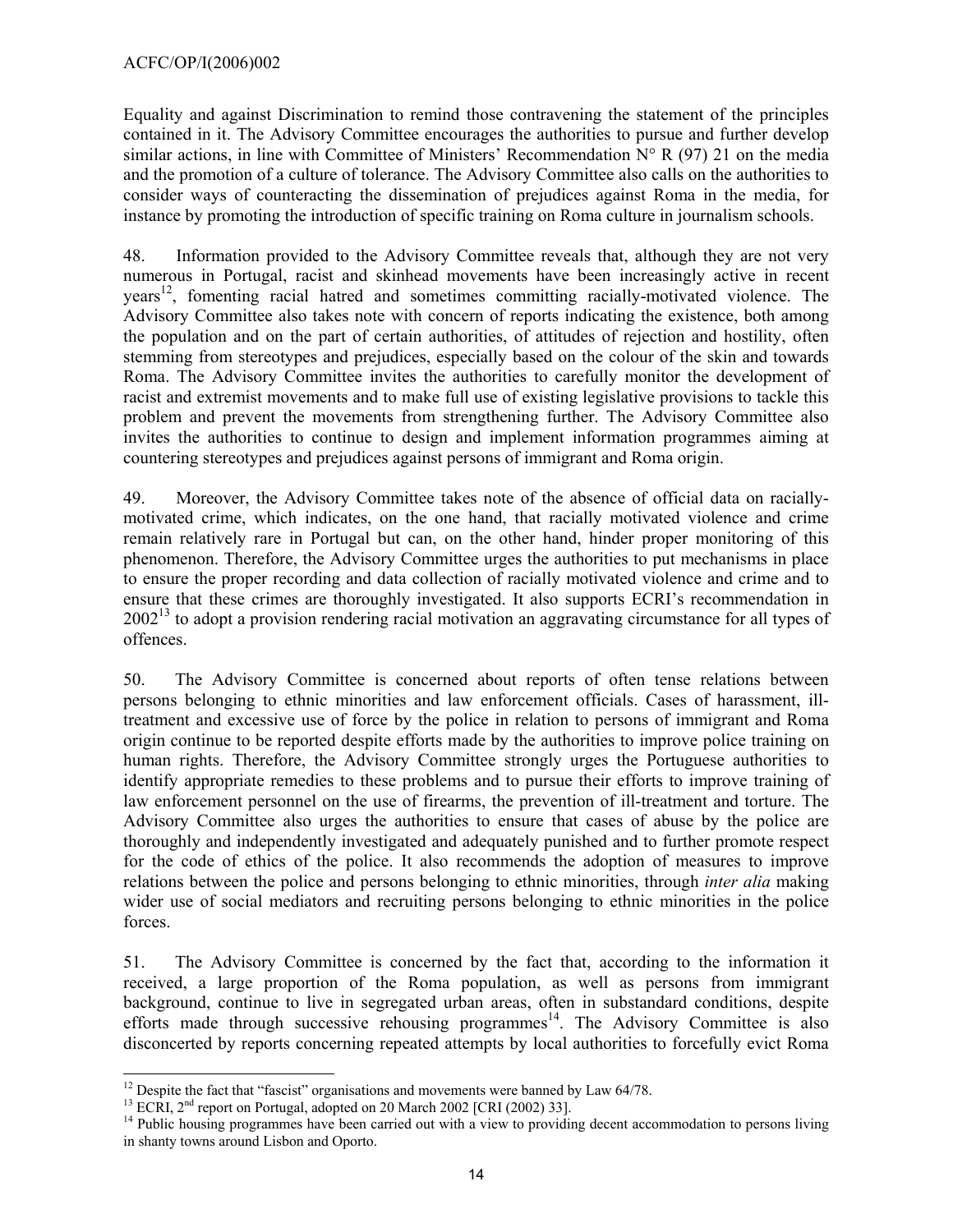Equality and against Discrimination to remind those contravening the statement of the principles contained in it. The Advisory Committee encourages the authorities to pursue and further develop similar actions, in line with Committee of Ministers' Recommendation N° R (97) 21 on the media and the promotion of a culture of tolerance. The Advisory Committee also calls on the authorities to consider ways of counteracting the dissemination of prejudices against Roma in the media, for instance by promoting the introduction of specific training on Roma culture in journalism schools.

48. Information provided to the Advisory Committee reveals that, although they are not very numerous in Portugal, racist and skinhead movements have been increasingly active in recent years[12], fomenting racial hatred and sometimes committing racially-motivated violence. The Advisory Committee also takes note with concern of reports indicating the existence, both among the population and on the part of certain authorities, of attitudes of rejection and hostility, often stemming from stereotypes and prejudices, especially based on the colour of the skin and towards Roma. The Advisory Committee invites the authorities to carefully monitor the development of racist and extremist movements and to make full use of existing legislative provisions to tackle this problem and prevent the movements from strengthening further. The Advisory Committee also invites the authorities to continue to design and implement information programmes aiming at countering stereotypes and prejudices against persons of immigrant and Roma origin.

49. Moreover, the Advisory Committee takes note of the absence of official data on racially-motivated crime, which indicates, on the one hand, that racially motivated violence and crime remain relatively rare in Portugal but can, on the other hand, hinder proper monitoring of this phenomenon. Therefore, the Advisory Committee urges the authorities to put mechanisms in place to ensure the proper recording and data collection of racially motivated violence and crime and to ensure that these crimes are thoroughly investigated. It also supports ECRI's recommendation in 2002[13] to adopt a provision rendering racial motivation an aggravating circumstance for all types of offences.

50. The Advisory Committee is concerned about reports of often tense relations between persons belonging to ethnic minorities and law enforcement officials. Cases of harassment, ill-treatment and excessive use of force by the police in relation to persons of immigrant and Roma origin continue to be reported despite efforts made by the authorities to improve police training on human rights. Therefore, the Advisory Committee strongly urges the Portuguese authorities to identify appropriate remedies to these problems and to pursue their efforts to improve training of law enforcement personnel on the use of firearms, the prevention of ill-treatment and torture. The Advisory Committee also urges the authorities to ensure that cases of abuse by the police are thoroughly and independently investigated and adequately punished and to further promote respect for the code of ethics of the police. It also recommends the adoption of measures to improve relations between the police and persons belonging to ethnic minorities, through *inter alia* making wider use of social mediators and recruiting persons belonging to ethnic minorities in the police forces.

51. The Advisory Committee is concerned by the fact that, according to the information it received, a large proportion of the Roma population, as well as persons from immigrant background, continue to live in segregated urban areas, often in substandard conditions, despite efforts made through successive rehousing programmes[14]. The Advisory Committee is also disconcerted by reports concerning repeated attempts by local authorities to forcefully evict Roma

---

[12] Despite the fact that "fascist" organisations and movements were banned by Law 64/78.

[13] ECRI, 2nd report on Portugal, adopted on 20 March 2002 [CRI (2002) 33].

[14] Public housing programmes have been carried out with a view to providing decent accommodation to persons living in shanty towns around Lisbon and Oporto.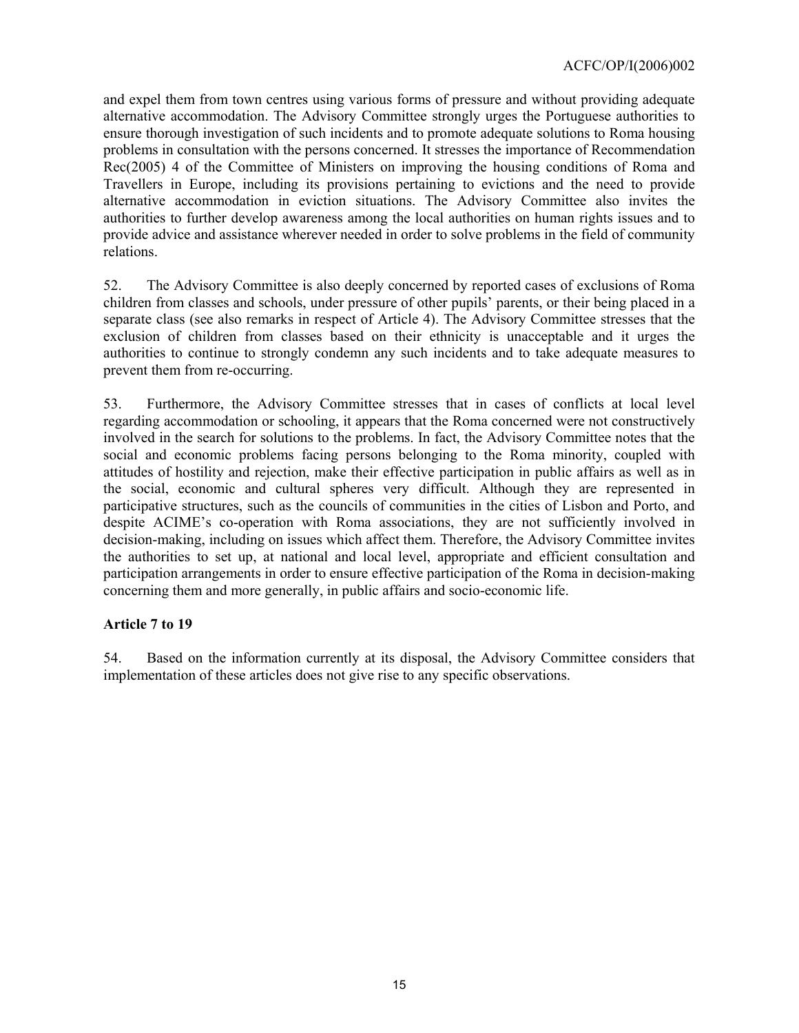and expel them from town centres using various forms of pressure and without providing adequate alternative accommodation. The Advisory Committee strongly urges the Portuguese authorities to ensure thorough investigation of such incidents and to promote adequate solutions to Roma housing problems in consultation with the persons concerned. It stresses the importance of Recommendation Rec(2005) 4 of the Committee of Ministers on improving the housing conditions of Roma and Travellers in Europe, including its provisions pertaining to evictions and the need to provide alternative accommodation in eviction situations. The Advisory Committee also invites the authorities to further develop awareness among the local authorities on human rights issues and to provide advice and assistance wherever needed in order to solve problems in the field of community relations.

52. The Advisory Committee is also deeply concerned by reported cases of exclusions of Roma children from classes and schools, under pressure of other pupils' parents, or their being placed in a separate class (see also remarks in respect of Article 4). The Advisory Committee stresses that the exclusion of children from classes based on their ethnicity is unacceptable and it urges the authorities to continue to strongly condemn any such incidents and to take adequate measures to prevent them from re-occurring.

53. Furthermore, the Advisory Committee stresses that in cases of conflicts at local level regarding accommodation or schooling, it appears that the Roma concerned were not constructively involved in the search for solutions to the problems. In fact, the Advisory Committee notes that the social and economic problems facing persons belonging to the Roma minority, coupled with attitudes of hostility and rejection, make their effective participation in public affairs as well as in the social, economic and cultural spheres very difficult. Although they are represented in participative structures, such as the councils of communities in the cities of Lisbon and Porto, and despite ACIME's co-operation with Roma associations, they are not sufficiently involved in decision-making, including on issues which affect them. Therefore, the Advisory Committee invites the authorities to set up, at national and local level, appropriate and efficient consultation and participation arrangements in order to ensure effective participation of the Roma in decision-making concerning them and more generally, in public affairs and socio-economic life.

**Article 7 to 19**

54. Based on the information currently at its disposal, the Advisory Committee considers that implementation of these articles does not give rise to any specific observations.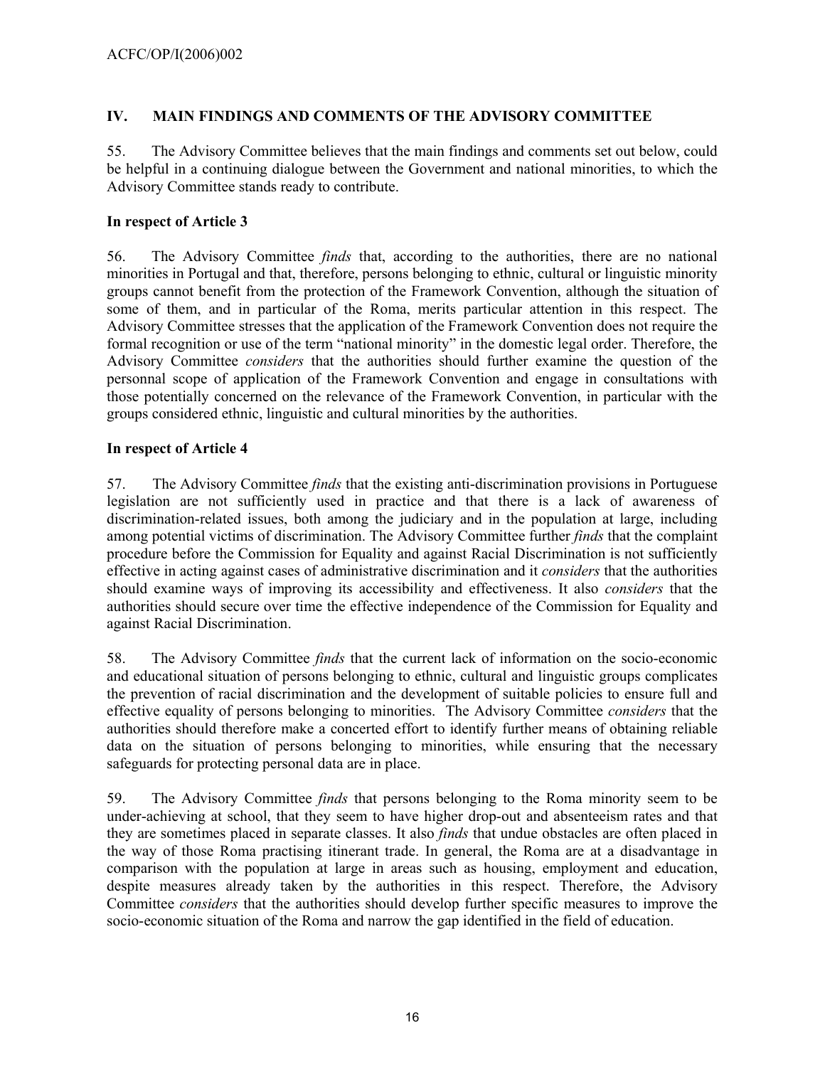## IV. MAIN FINDINGS AND COMMENTS OF THE ADVISORY COMMITTEE

55. The Advisory Committee believes that the main findings and comments set out below, could be helpful in a continuing dialogue between the Government and national minorities, to which the Advisory Committee stands ready to contribute.

### In respect of Article 3

56. The Advisory Committee *finds* that, according to the authorities, there are no national minorities in Portugal and that, therefore, persons belonging to ethnic, cultural or linguistic minority groups cannot benefit from the protection of the Framework Convention, although the situation of some of them, and in particular of the Roma, merits particular attention in this respect. The Advisory Committee stresses that the application of the Framework Convention does not require the formal recognition or use of the term "national minority" in the domestic legal order. Therefore, the Advisory Committee *considers* that the authorities should further examine the question of the personnal scope of application of the Framework Convention and engage in consultations with those potentially concerned on the relevance of the Framework Convention, in particular with the groups considered ethnic, linguistic and cultural minorities by the authorities.

### In respect of Article 4

57. The Advisory Committee *finds* that the existing anti-discrimination provisions in Portuguese legislation are not sufficiently used in practice and that there is a lack of awareness of discrimination-related issues, both among the judiciary and in the population at large, including among potential victims of discrimination. The Advisory Committee further *finds* that the complaint procedure before the Commission for Equality and against Racial Discrimination is not sufficiently effective in acting against cases of administrative discrimination and it *considers* that the authorities should examine ways of improving its accessibility and effectiveness. It also *considers* that the authorities should secure over time the effective independence of the Commission for Equality and against Racial Discrimination.

58. The Advisory Committee *finds* that the current lack of information on the socio-economic and educational situation of persons belonging to ethnic, cultural and linguistic groups complicates the prevention of racial discrimination and the development of suitable policies to ensure full and effective equality of persons belonging to minorities. The Advisory Committee *considers* that the authorities should therefore make a concerted effort to identify further means of obtaining reliable data on the situation of persons belonging to minorities, while ensuring that the necessary safeguards for protecting personal data are in place.

59. The Advisory Committee *finds* that persons belonging to the Roma minority seem to be under-achieving at school, that they seem to have higher drop-out and absenteeism rates and that they are sometimes placed in separate classes. It also *finds* that undue obstacles are often placed in the way of those Roma practising itinerant trade. In general, the Roma are at a disadvantage in comparison with the population at large in areas such as housing, employment and education, despite measures already taken by the authorities in this respect. Therefore, the Advisory Committee *considers* that the authorities should develop further specific measures to improve the socio-economic situation of the Roma and narrow the gap identified in the field of education.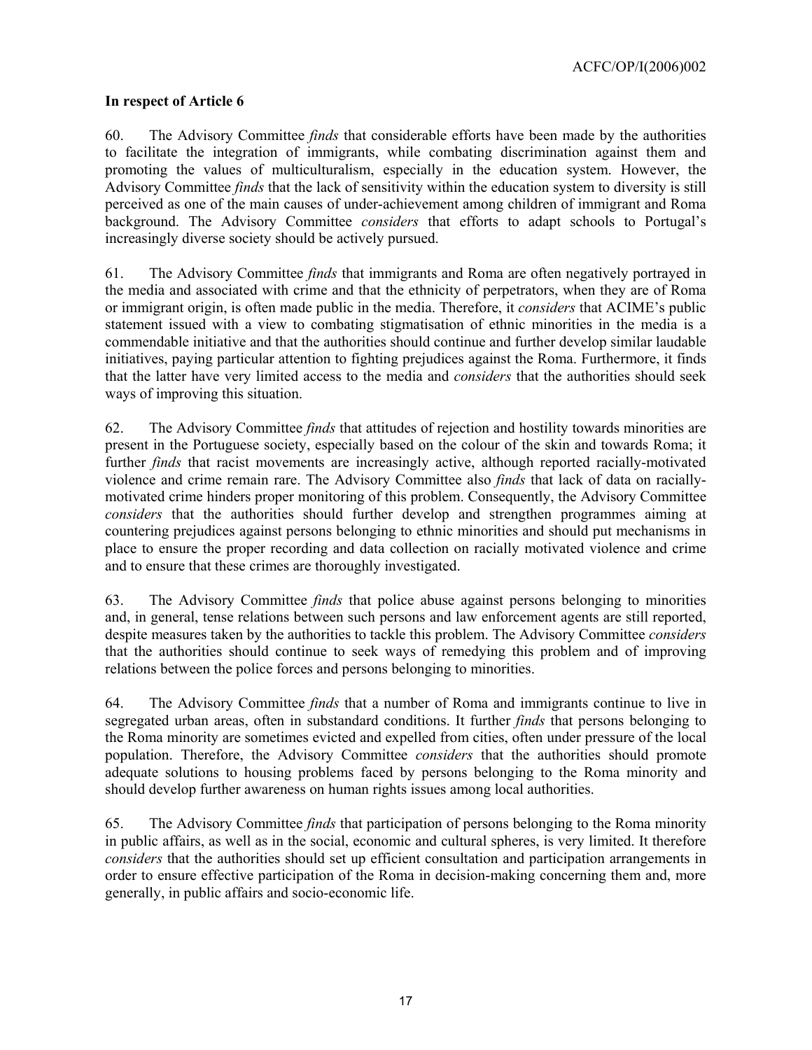**In respect of Article 6**

60. The Advisory Committee *finds* that considerable efforts have been made by the authorities to facilitate the integration of immigrants, while combating discrimination against them and promoting the values of multiculturalism, especially in the education system. However, the Advisory Committee *finds* that the lack of sensitivity within the education system to diversity is still perceived as one of the main causes of under-achievement among children of immigrant and Roma background. The Advisory Committee *considers* that efforts to adapt schools to Portugal's increasingly diverse society should be actively pursued.

61. The Advisory Committee *finds* that immigrants and Roma are often negatively portrayed in the media and associated with crime and that the ethnicity of perpetrators, when they are of Roma or immigrant origin, is often made public in the media. Therefore, it *considers* that ACIME's public statement issued with a view to combating stigmatisation of ethnic minorities in the media is a commendable initiative and that the authorities should continue and further develop similar laudable initiatives, paying particular attention to fighting prejudices against the Roma. Furthermore, it finds that the latter have very limited access to the media and *considers* that the authorities should seek ways of improving this situation.

62. The Advisory Committee *finds* that attitudes of rejection and hostility towards minorities are present in the Portuguese society, especially based on the colour of the skin and towards Roma; it further *finds* that racist movements are increasingly active, although reported racially-motivated violence and crime remain rare. The Advisory Committee also *finds* that lack of data on racially-motivated crime hinders proper monitoring of this problem. Consequently, the Advisory Committee *considers* that the authorities should further develop and strengthen programmes aiming at countering prejudices against persons belonging to ethnic minorities and should put mechanisms in place to ensure the proper recording and data collection on racially motivated violence and crime and to ensure that these crimes are thoroughly investigated.

63. The Advisory Committee *finds* that police abuse against persons belonging to minorities and, in general, tense relations between such persons and law enforcement agents are still reported, despite measures taken by the authorities to tackle this problem. The Advisory Committee *considers* that the authorities should continue to seek ways of remedying this problem and of improving relations between the police forces and persons belonging to minorities.

64. The Advisory Committee *finds* that a number of Roma and immigrants continue to live in segregated urban areas, often in substandard conditions. It further *finds* that persons belonging to the Roma minority are sometimes evicted and expelled from cities, often under pressure of the local population. Therefore, the Advisory Committee *considers* that the authorities should promote adequate solutions to housing problems faced by persons belonging to the Roma minority and should develop further awareness on human rights issues among local authorities.

65. The Advisory Committee *finds* that participation of persons belonging to the Roma minority in public affairs, as well as in the social, economic and cultural spheres, is very limited. It therefore *considers* that the authorities should set up efficient consultation and participation arrangements in order to ensure effective participation of the Roma in decision-making concerning them and, more generally, in public affairs and socio-economic life.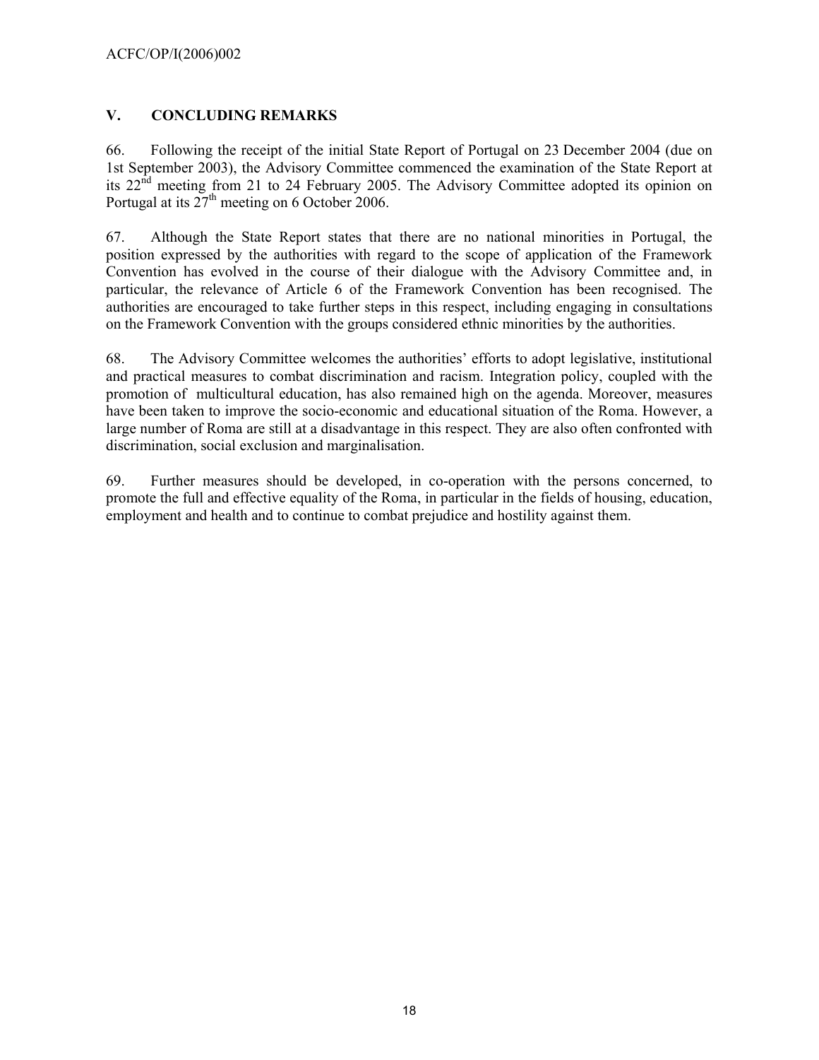## V. CONCLUDING REMARKS

66. Following the receipt of the initial State Report of Portugal on 23 December 2004 (due on 1st September 2003), the Advisory Committee commenced the examination of the State Report at its 22nd meeting from 21 to 24 February 2005. The Advisory Committee adopted its opinion on Portugal at its 27th meeting on 6 October 2006.

67. Although the State Report states that there are no national minorities in Portugal, the position expressed by the authorities with regard to the scope of application of the Framework Convention has evolved in the course of their dialogue with the Advisory Committee and, in particular, the relevance of Article 6 of the Framework Convention has been recognised. The authorities are encouraged to take further steps in this respect, including engaging in consultations on the Framework Convention with the groups considered ethnic minorities by the authorities.

68. The Advisory Committee welcomes the authorities' efforts to adopt legislative, institutional and practical measures to combat discrimination and racism. Integration policy, coupled with the promotion of multicultural education, has also remained high on the agenda. Moreover, measures have been taken to improve the socio-economic and educational situation of the Roma. However, a large number of Roma are still at a disadvantage in this respect. They are also often confronted with discrimination, social exclusion and marginalisation.

69. Further measures should be developed, in co-operation with the persons concerned, to promote the full and effective equality of the Roma, in particular in the fields of housing, education, employment and health and to continue to combat prejudice and hostility against them.